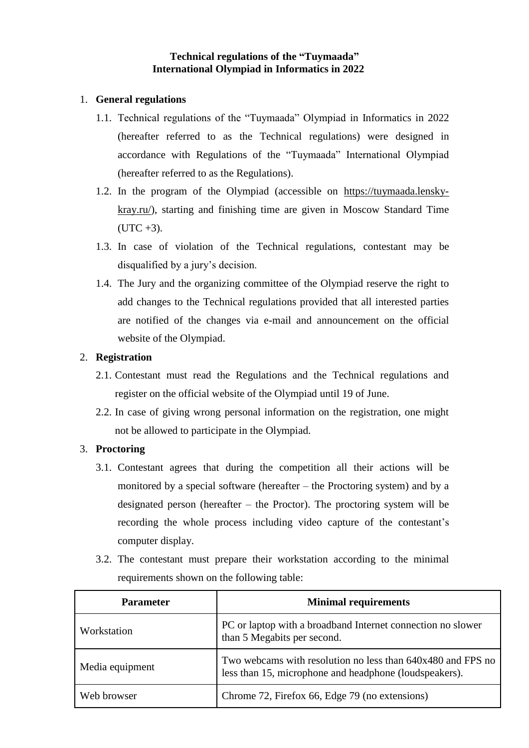# Technical regulations of the "Tuymaada" International Olympiad in Informatics in 2022

1. **General regulations**

    1.1. Technical regulations of the "Tuymaada" Olympiad in Informatics in 2022 (hereafter referred to as the Technical regulations) were designed in accordance with Regulations of the "Tuymaada" International Olympiad (hereafter referred to as the Regulations).

    1.2. In the program of the Olympiad (accessible on https://tuymaada.lensky-kray.ru/), starting and finishing time are given in Moscow Standard Time (UTC +3).

    1.3. In case of violation of the Technical regulations, contestant may be disqualified by a jury's decision.

    1.4. The Jury and the organizing committee of the Olympiad reserve the right to add changes to the Technical regulations provided that all interested parties are notified of the changes via e-mail and announcement on the official website of the Olympiad.

2. **Registration**

    2.1. Contestant must read the Regulations and the Technical regulations and register on the official website of the Olympiad until 19 of June.

    2.2. In case of giving wrong personal information on the registration, one might not be allowed to participate in the Olympiad.

3. **Proctoring**

    3.1. Contestant agrees that during the competition all their actions will be monitored by a special software (hereafter – the Proctoring system) and by a designated person (hereafter – the Proctor). The proctoring system will be recording the whole process including video capture of the contestant's computer display.

    3.2. The contestant must prepare their workstation according to the minimal requirements shown on the following table:

| Parameter | Minimal requirements |
|---|---|
| Workstation | PC or laptop with a broadband Internet connection no slower than 5 Megabits per second. |
| Media equipment | Two webcams with resolution no less than 640x480 and FPS no less than 15, microphone and headphone (loudspeakers). |
| Web browser | Chrome 72, Firefox 66, Edge 79 (no extensions) |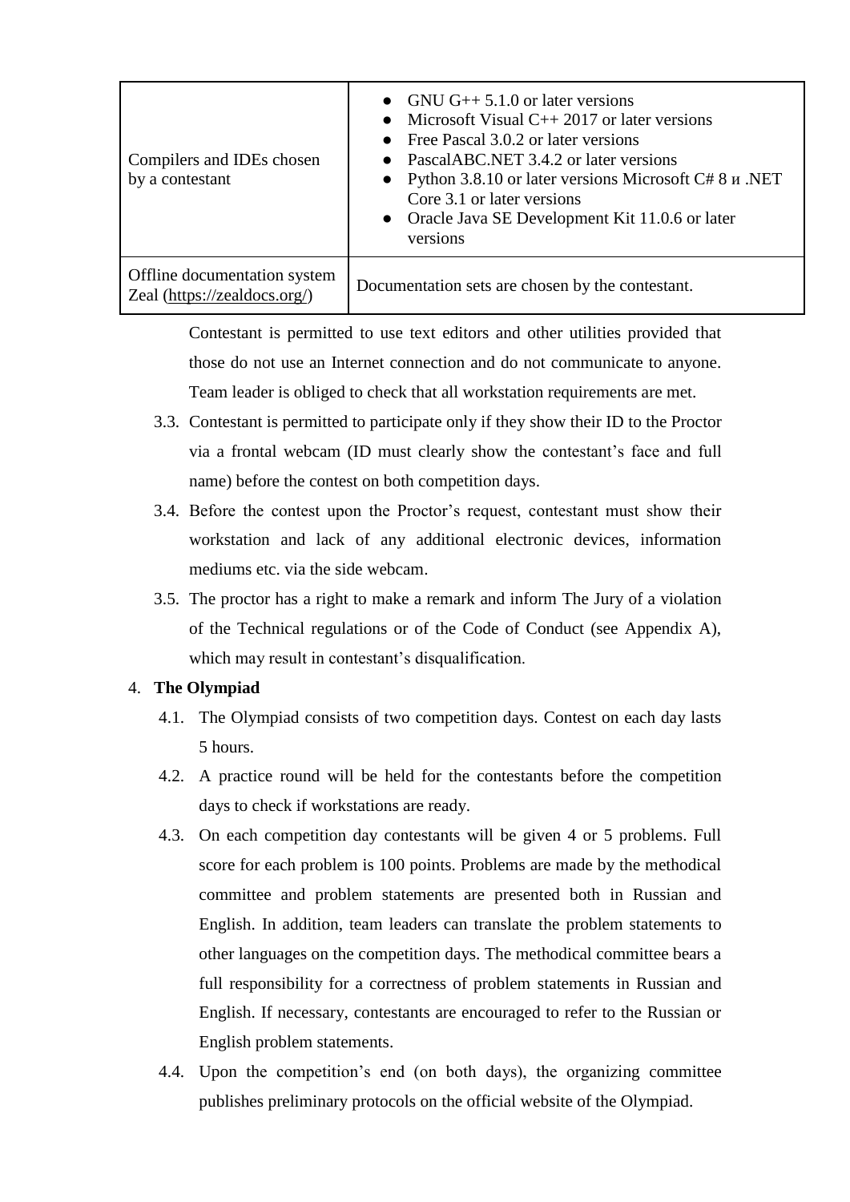| Compilers and IDEs chosen by a contestant | • GNU G++ 5.1.0 or later versions<br>• Microsoft Visual C++ 2017 or later versions<br>• Free Pascal 3.0.2 or later versions<br>• PascalABC.NET 3.4.2 or later versions<br>• Python 3.8.10 or later versions Microsoft C# 8 и .NET Core 3.1 or later versions<br>• Oracle Java SE Development Kit 11.0.6 or later versions |
|---|---|
| Offline documentation system Zeal (https://zealdocs.org/) | Documentation sets are chosen by the contestant. |

Contestant is permitted to use text editors and other utilities provided that those do not use an Internet connection and do not communicate to anyone. Team leader is obliged to check that all workstation requirements are met.

3.3. Contestant is permitted to participate only if they show their ID to the Proctor via a frontal webcam (ID must clearly show the contestant's face and full name) before the contest on both competition days.

3.4. Before the contest upon the Proctor's request, contestant must show their workstation and lack of any additional electronic devices, information mediums etc. via the side webcam.

3.5. The proctor has a right to make a remark and inform The Jury of a violation of the Technical regulations or of the Code of Conduct (see Appendix A), which may result in contestant's disqualification.

4. **The Olympiad**

4.1. The Olympiad consists of two competition days. Contest on each day lasts 5 hours.

4.2. A practice round will be held for the contestants before the competition days to check if workstations are ready.

4.3. On each competition day contestants will be given 4 or 5 problems. Full score for each problem is 100 points. Problems are made by the methodical committee and problem statements are presented both in Russian and English. In addition, team leaders can translate the problem statements to other languages on the competition days. The methodical committee bears a full responsibility for a correctness of problem statements in Russian and English. If necessary, contestants are encouraged to refer to the Russian or English problem statements.

4.4. Upon the competition's end (on both days), the organizing committee publishes preliminary protocols on the official website of the Olympiad.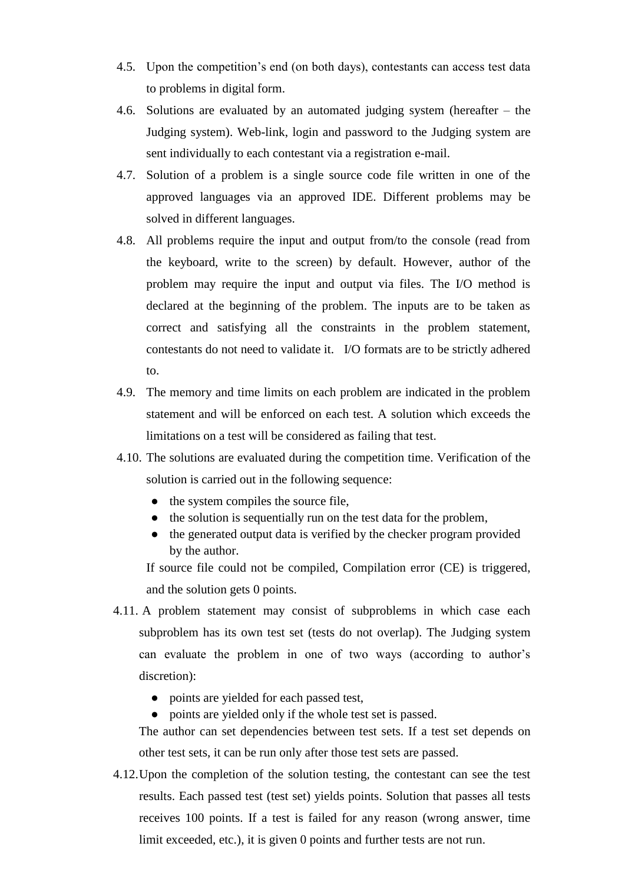4.5. Upon the competition's end (on both days), contestants can access test data to problems in digital form.

4.6. Solutions are evaluated by an automated judging system (hereafter – the Judging system). Web-link, login and password to the Judging system are sent individually to each contestant via a registration e-mail.

4.7. Solution of a problem is a single source code file written in one of the approved languages via an approved IDE. Different problems may be solved in different languages.

4.8. All problems require the input and output from/to the console (read from the keyboard, write to the screen) by default. However, author of the problem may require the input and output via files. The I/O method is declared at the beginning of the problem. The inputs are to be taken as correct and satisfying all the constraints in the problem statement, contestants do not need to validate it. I/O formats are to be strictly adhered to.

4.9. The memory and time limits on each problem are indicated in the problem statement and will be enforced on each test. A solution which exceeds the limitations on a test will be considered as failing that test.

4.10. The solutions are evaluated during the competition time. Verification of the solution is carried out in the following sequence:

- the system compiles the source file,
- the solution is sequentially run on the test data for the problem,
- the generated output data is verified by the checker program provided by the author.

If source file could not be compiled, Compilation error (CE) is triggered, and the solution gets 0 points.

4.11. A problem statement may consist of subproblems in which case each subproblem has its own test set (tests do not overlap). The Judging system can evaluate the problem in one of two ways (according to author's discretion):

- points are yielded for each passed test,
- points are yielded only if the whole test set is passed.

The author can set dependencies between test sets. If a test set depends on other test sets, it can be run only after those test sets are passed.

4.12. Upon the completion of the solution testing, the contestant can see the test results. Each passed test (test set) yields points. Solution that passes all tests receives 100 points. If a test is failed for any reason (wrong answer, time limit exceeded, etc.), it is given 0 points and further tests are not run.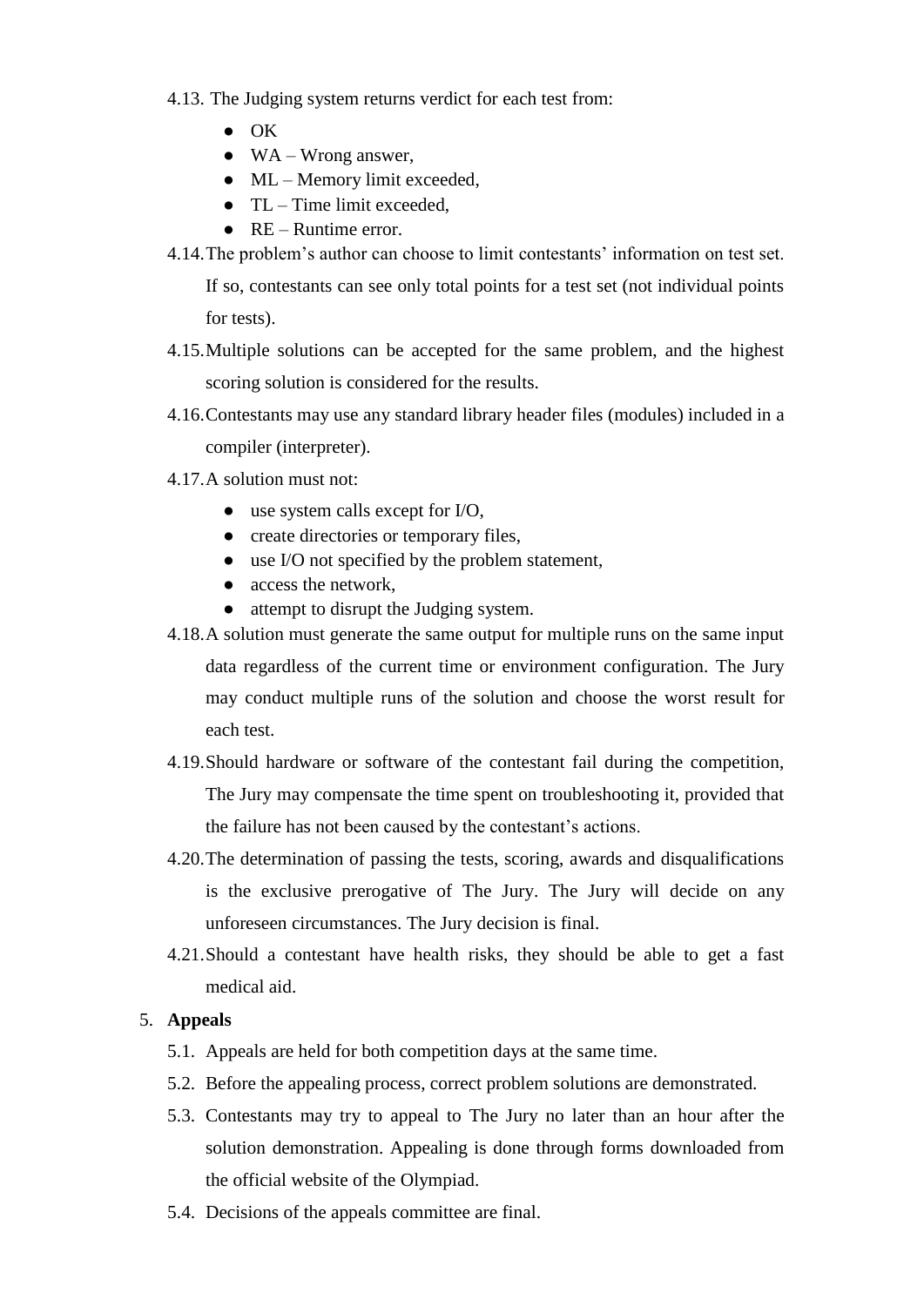4.13. The Judging system returns verdict for each test from:

- OK
- WA – Wrong answer,
- ML – Memory limit exceeded,
- TL – Time limit exceeded,
- RE – Runtime error.

4.14. The problem's author can choose to limit contestants' information on test set. If so, contestants can see only total points for a test set (not individual points for tests).

4.15. Multiple solutions can be accepted for the same problem, and the highest scoring solution is considered for the results.

4.16. Contestants may use any standard library header files (modules) included in a compiler (interpreter).

4.17. A solution must not:

- use system calls except for I/O,
- create directories or temporary files,
- use I/O not specified by the problem statement,
- access the network,
- attempt to disrupt the Judging system.

4.18. A solution must generate the same output for multiple runs on the same input data regardless of the current time or environment configuration. The Jury may conduct multiple runs of the solution and choose the worst result for each test.

4.19. Should hardware or software of the contestant fail during the competition, The Jury may compensate the time spent on troubleshooting it, provided that the failure has not been caused by the contestant's actions.

4.20. The determination of passing the tests, scoring, awards and disqualifications is the exclusive prerogative of The Jury. The Jury will decide on any unforeseen circumstances. The Jury decision is final.

4.21. Should a contestant have health risks, they should be able to get a fast medical aid.

5. **Appeals**

5.1. Appeals are held for both competition days at the same time.

5.2. Before the appealing process, correct problem solutions are demonstrated.

5.3. Contestants may try to appeal to The Jury no later than an hour after the solution demonstration. Appealing is done through forms downloaded from the official website of the Olympiad.

5.4. Decisions of the appeals committee are final.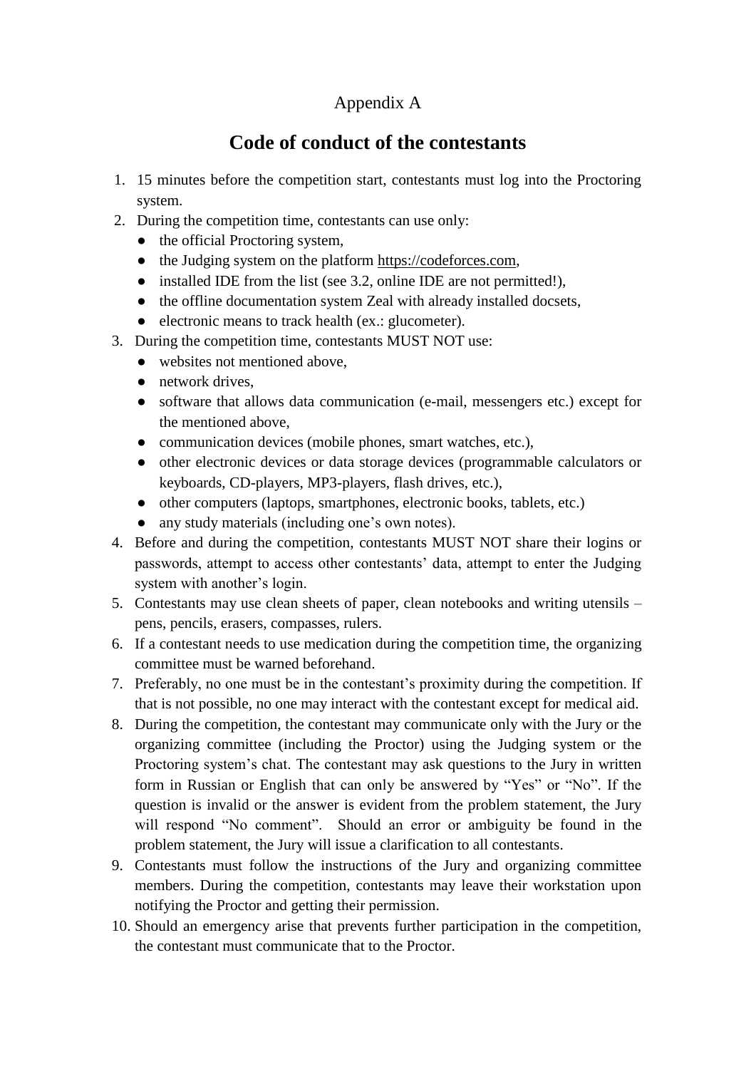Appendix A

# Code of conduct of the contestants

1. 15 minutes before the competition start, contestants must log into the Proctoring system.
2. During the competition time, contestants can use only:
   - the official Proctoring system,
   - the Judging system on the platform https://codeforces.com,
   - installed IDE from the list (see 3.2, online IDE are not permitted!),
   - the offline documentation system Zeal with already installed docsets,
   - electronic means to track health (ex.: glucometer).
3. During the competition time, contestants MUST NOT use:
   - websites not mentioned above,
   - network drives,
   - software that allows data communication (e-mail, messengers etc.) except for the mentioned above,
   - communication devices (mobile phones, smart watches, etc.),
   - other electronic devices or data storage devices (programmable calculators or keyboards, CD-players, MP3-players, flash drives, etc.),
   - other computers (laptops, smartphones, electronic books, tablets, etc.)
   - any study materials (including one's own notes).
4. Before and during the competition, contestants MUST NOT share their logins or passwords, attempt to access other contestants' data, attempt to enter the Judging system with another's login.
5. Contestants may use clean sheets of paper, clean notebooks and writing utensils – pens, pencils, erasers, compasses, rulers.
6. If a contestant needs to use medication during the competition time, the organizing committee must be warned beforehand.
7. Preferably, no one must be in the contestant's proximity during the competition. If that is not possible, no one may interact with the contestant except for medical aid.
8. During the competition, the contestant may communicate only with the Jury or the organizing committee (including the Proctor) using the Judging system or the Proctoring system's chat. The contestant may ask questions to the Jury in written form in Russian or English that can only be answered by "Yes" or "No". If the question is invalid or the answer is evident from the problem statement, the Jury will respond "No comment". Should an error or ambiguity be found in the problem statement, the Jury will issue a clarification to all contestants.
9. Contestants must follow the instructions of the Jury and organizing committee members. During the competition, contestants may leave their workstation upon notifying the Proctor and getting their permission.
10. Should an emergency arise that prevents further participation in the competition, the contestant must communicate that to the Proctor.